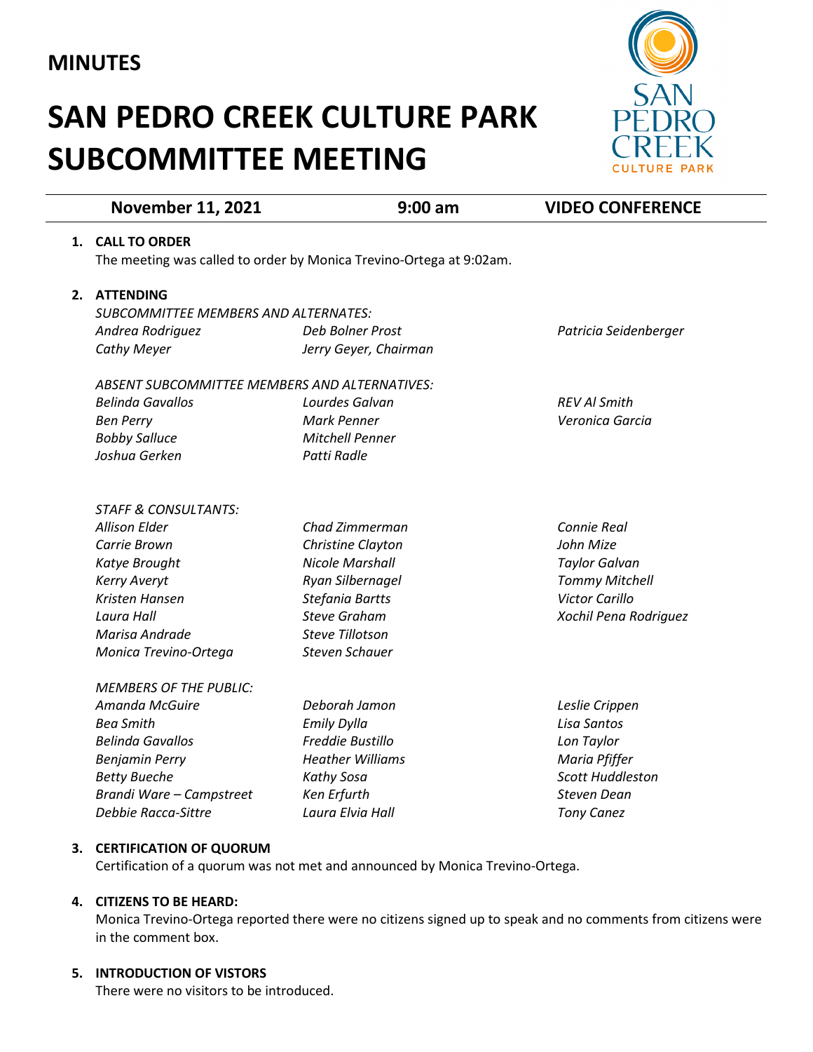## MINUTES

# SAN PEDRO CREEK CULTURE PARK SUBCOMMITTEE MEETING

| November 11, 2021 | 9:00 am | VIDEO CONFERENCE |
|---|---|---|

1. **CALL TO ORDER**
   The meeting was called to order by Monica Trevino-Ortega at 9:02am.

2. **ATTENDING**

   *SUBCOMMITTEE MEMBERS AND ALTERNATES:*

   *Andrea Rodriguez*
   *Cathy Meyer*
   *Deb Bolner Prost*
   *Jerry Geyer, Chairman*
   *Patricia Seidenberger*

   *ABSENT SUBCOMMITTEE MEMBERS AND ALTERNATIVES:*

   *Belinda Gavallos*
   *Ben Perry*
   *Bobby Salluce*
   *Joshua Gerken*
   *Lourdes Galvan*
   *Mark Penner*
   *Mitchell Penner*
   *Patti Radle*
   *REV Al Smith*
   *Veronica Garcia*

   *STAFF & CONSULTANTS:*

   *Allison Elder*
   *Carrie Brown*
   *Katye Brought*
   *Kerry Averyt*
   *Kristen Hansen*
   *Laura Hall*
   *Marisa Andrade*
   *Monica Trevino-Ortega*
   *Chad Zimmerman*
   *Christine Clayton*
   *Nicole Marshall*
   *Ryan Silbernagel*
   *Stefania Bartts*
   *Steve Graham*
   *Steve Tillotson*
   *Steven Schauer*
   *Connie Real*
   *John Mize*
   *Taylor Galvan*
   *Tommy Mitchell*
   *Victor Carillo*
   *Xochil Pena Rodriguez*

   *MEMBERS OF THE PUBLIC:*

   *Amanda McGuire*
   *Bea Smith*
   *Belinda Gavallos*
   *Benjamin Perry*
   *Betty Bueche*
   *Brandi Ware – Campstreet*
   *Debbie Racca-Sittre*
   *Deborah Jamon*
   *Emily Dylla*
   *Freddie Bustillo*
   *Heather Williams*
   *Kathy Sosa*
   *Ken Erfurth*
   *Laura Elvia Hall*
   *Leslie Crippen*
   *Lisa Santos*
   *Lon Taylor*
   *Maria Pfiffer*
   *Scott Huddleston*
   *Steven Dean*
   *Tony Canez*

3. **CERTIFICATION OF QUORUM**
   Certification of a quorum was not met and announced by Monica Trevino-Ortega.

4. **CITIZENS TO BE HEARD:**
   Monica Trevino-Ortega reported there were no citizens signed up to speak and no comments from citizens were in the comment box.

5. **INTRODUCTION OF VISTORS**
   There were no visitors to be introduced.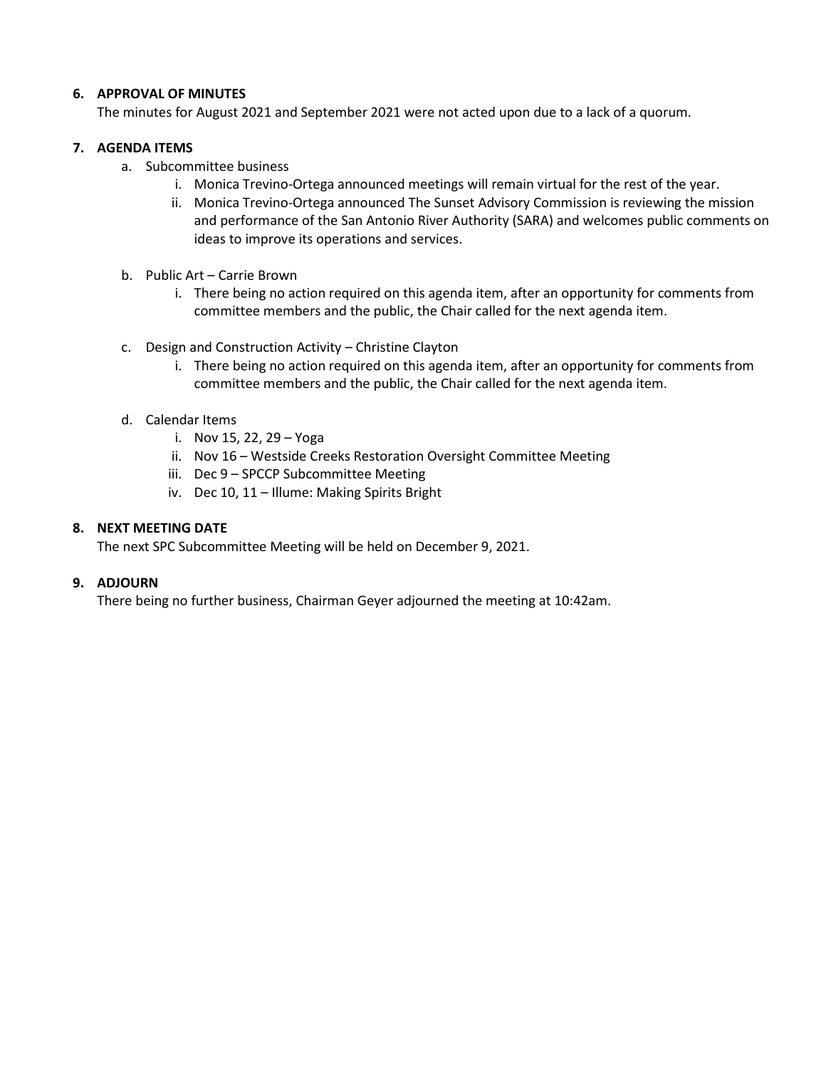6. **APPROVAL OF MINUTES**

   The minutes for August 2021 and September 2021 were not acted upon due to a lack of a quorum.

7. **AGENDA ITEMS**

   a. Subcommittee business

      i. Monica Trevino-Ortega announced meetings will remain virtual for the rest of the year.

      ii. Monica Trevino-Ortega announced The Sunset Advisory Commission is reviewing the mission and performance of the San Antonio River Authority (SARA) and welcomes public comments on ideas to improve its operations and services.

   b. Public Art – Carrie Brown

      i. There being no action required on this agenda item, after an opportunity for comments from committee members and the public, the Chair called for the next agenda item.

   c. Design and Construction Activity – Christine Clayton

      i. There being no action required on this agenda item, after an opportunity for comments from committee members and the public, the Chair called for the next agenda item.

   d. Calendar Items

      i. Nov 15, 22, 29 – Yoga

      ii. Nov 16 – Westside Creeks Restoration Oversight Committee Meeting

      iii. Dec 9 – SPCCP Subcommittee Meeting

      iv. Dec 10, 11 – Illume: Making Spirits Bright

8. **NEXT MEETING DATE**

   The next SPC Subcommittee Meeting will be held on December 9, 2021.

9. **ADJOURN**

   There being no further business, Chairman Geyer adjourned the meeting at 10:42am.